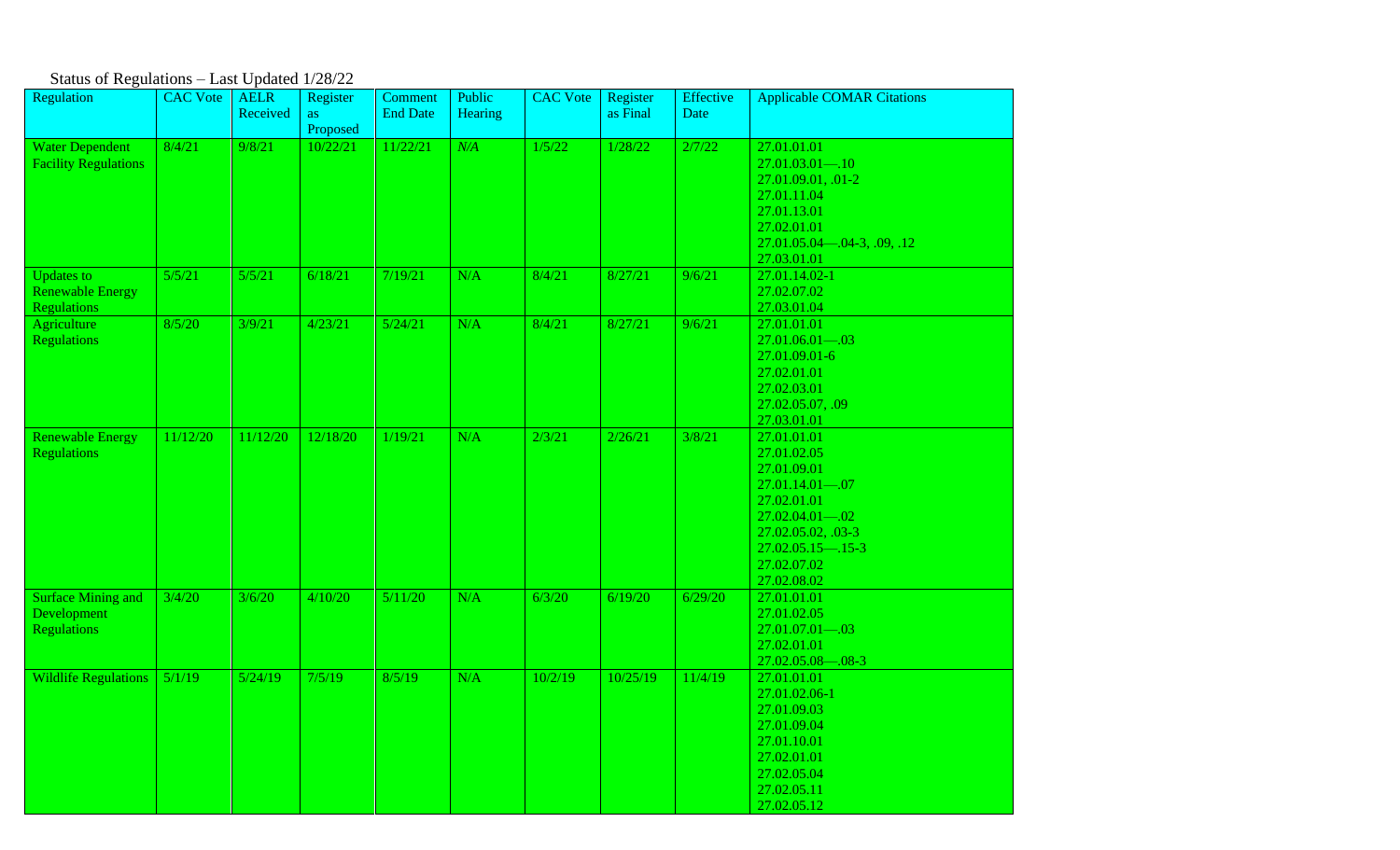Status of Regulations – Last Updated 1/28/22

| Regulation | CAC Vote | AELR Received | Register as Proposed | Comment End Date | Public Hearing | CAC Vote | Register as Final | Effective Date | Applicable COMAR Citations |
|---|---|---|---|---|---|---|---|---|---|
| Water Dependent Facility Regulations | 8/4/21 | 9/8/21 | 10/22/21 | 11/22/21 | *N/A* | 1/5/22 | 1/28/22 | 2/7/22 | 27.01.01.01<br>27.01.03.01—.10<br>27.01.09.01, .01-2<br>27.01.11.04<br>27.01.13.01<br>27.02.01.01<br>27.01.05.04—.04-3, .09, .12<br>27.03.01.01 |
| Updates to Renewable Energy Regulations | 5/5/21 | 5/5/21 | 6/18/21 | 7/19/21 | N/A | 8/4/21 | 8/27/21 | 9/6/21 | 27.01.14.02-1<br>27.02.07.02<br>27.03.01.04 |
| Agriculture Regulations | 8/5/20 | 3/9/21 | 4/23/21 | 5/24/21 | N/A | 8/4/21 | 8/27/21 | 9/6/21 | 27.01.01.01<br>27.01.06.01—.03<br>27.01.09.01-6<br>27.02.01.01<br>27.02.03.01<br>27.02.05.07, .09<br>27.03.01.01 |
| Renewable Energy Regulations | 11/12/20 | 11/12/20 | 12/18/20 | 1/19/21 | N/A | 2/3/21 | 2/26/21 | 3/8/21 | 27.01.01.01<br>27.01.02.05<br>27.01.09.01<br>27.01.14.01—.07<br>27.02.01.01<br>27.02.04.01—.02<br>27.02.05.02, .03-3<br>27.02.05.15—.15-3<br>27.02.07.02<br>27.02.08.02 |
| Surface Mining and Development Regulations | 3/4/20 | 3/6/20 | 4/10/20 | 5/11/20 | N/A | 6/3/20 | 6/19/20 | 6/29/20 | 27.01.01.01<br>27.01.02.05<br>27.01.07.01—.03<br>27.02.01.01<br>27.02.05.08—.08-3 |
| Wildlife Regulations | 5/1/19 | 5/24/19 | 7/5/19 | 8/5/19 | N/A | 10/2/19 | 10/25/19 | 11/4/19 | 27.01.01.01<br>27.01.02.06-1<br>27.01.09.03<br>27.01.09.04<br>27.01.10.01<br>27.02.01.01<br>27.02.05.04<br>27.02.05.11<br>27.02.05.12 |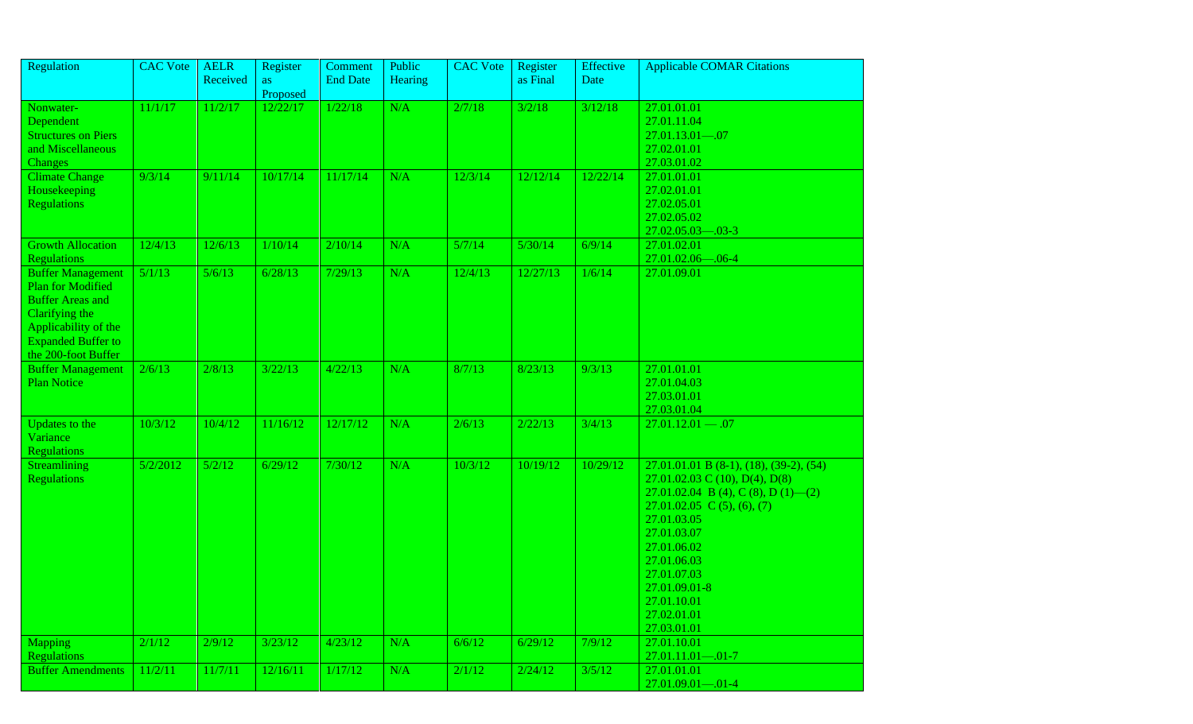| Regulation | CAC Vote | AELR Received | Register as Proposed | Comment End Date | Public Hearing | CAC Vote | Register as Final | Effective Date | Applicable COMAR Citations |
|---|---|---|---|---|---|---|---|---|---|
| Nonwater-Dependent Structures on Piers and Miscellaneous Changes | 11/1/17 | 11/2/17 | 12/22/17 | 1/22/18 | N/A | 2/7/18 | 3/2/18 | 3/12/18 | 27.01.01.01<br>27.01.11.04<br>27.01.13.01—.07<br>27.02.01.01<br>27.03.01.02 |
| Climate Change Housekeeping Regulations | 9/3/14 | 9/11/14 | 10/17/14 | 11/17/14 | N/A | 12/3/14 | 12/12/14 | 12/22/14 | 27.01.01.01<br>27.02.01.01<br>27.02.05.01<br>27.02.05.02<br>27.02.05.03—.03-3 |
| Growth Allocation Regulations | 12/4/13 | 12/6/13 | 1/10/14 | 2/10/14 | N/A | 5/7/14 | 5/30/14 | 6/9/14 | 27.01.02.01<br>27.01.02.06—.06-4 |
| Buffer Management Plan for Modified Buffer Areas and Clarifying the Applicability of the Expanded Buffer to the 200-foot Buffer | 5/1/13 | 5/6/13 | 6/28/13 | 7/29/13 | N/A | 12/4/13 | 12/27/13 | 1/6/14 | 27.01.09.01 |
| Buffer Management Plan Notice | 2/6/13 | 2/8/13 | 3/22/13 | 4/22/13 | N/A | 8/7/13 | 8/23/13 | 9/3/13 | 27.01.01.01<br>27.01.04.03<br>27.03.01.01<br>27.03.01.04 |
| Updates to the Variance Regulations | 10/3/12 | 10/4/12 | 11/16/12 | 12/17/12 | N/A | 2/6/13 | 2/22/13 | 3/4/13 | 27.01.12.01 — .07 |
| Streamlining Regulations | 5/2/2012 | 5/2/12 | 6/29/12 | 7/30/12 | N/A | 10/3/12 | 10/19/12 | 10/29/12 | 27.01.01.01 B (8-1), (18), (39-2), (54)<br>27.01.02.03 C (10), D(4), D(8)<br>27.01.02.04 B (4), C (8), D (1)—(2)<br>27.01.02.05 C (5), (6), (7)<br>27.01.03.05<br>27.01.03.07<br>27.01.06.02<br>27.01.06.03<br>27.01.07.03<br>27.01.09.01-8<br>27.01.10.01<br>27.02.01.01<br>27.03.01.01 |
| Mapping Regulations | 2/1/12 | 2/9/12 | 3/23/12 | 4/23/12 | N/A | 6/6/12 | 6/29/12 | 7/9/12 | 27.01.10.01<br>27.01.11.01—.01-7 |
| Buffer Amendments | 11/2/11 | 11/7/11 | 12/16/11 | 1/17/12 | N/A | 2/1/12 | 2/24/12 | 3/5/12 | 27.01.01.01<br>27.01.09.01—.01-4 |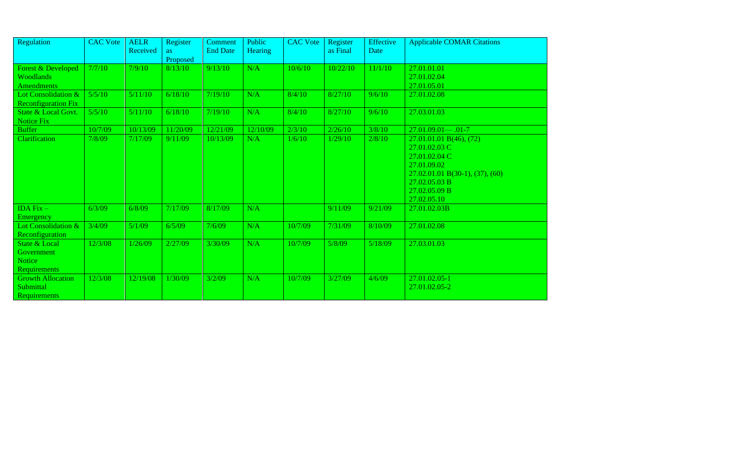| Regulation | CAC Vote | AELR Received | Register as Proposed | Comment End Date | Public Hearing | CAC Vote | Register as Final | Effective Date | Applicable COMAR Citations |
|---|---|---|---|---|---|---|---|---|---|
| Forest & Developed Woodlands Amendments | 7/7/10 | 7/9/10 | 8/13/10 | 9/13/10 | N/A | 10/6/10 | 10/22/10 | 11/1/10 | 27.01.01.01<br>27.01.02.04<br>27.01.05.01 |
| Lot Consolidation & Reconfiguration Fix | 5/5/10 | 5/11/10 | 6/18/10 | 7/19/10 | N/A | 8/4/10 | 8/27/10 | 9/6/10 | 27.01.02.08 |
| State & Local Govt. Notice Fix | 5/5/10 | 5/11/10 | 6/18/10 | 7/19/10 | N/A | 8/4/10 | 8/27/10 | 9/6/10 | 27.03.01.03 |
| Buffer | 10/7/09 | 10/13/09 | 11/20/09 | 12/21/09 | 12/10/09 | 2/3/10 | 2/26/10 | 3/8/10 | 27.01.09.01— .01-7 |
| Clarification | 7/8/09 | 7/17/09 | 9/11/09 | 10/13/09 | N/A | 1/6/10 | 1/29/10 | 2/8/10 | 27.01.01.01 B(46), (72)<br>27.01.02.03 C<br>27.01.02.04 C<br>27.01.09.02<br>27.02.01.01 B(30-1), (37), (60)<br>27.02.05.03 B<br>27.02.05.09 B<br>27.02.05.10 |
| IDA Fix – Emergency | 6/3/09 | 6/8/09 | 7/17/09 | 8/17/09 | N/A | | 9/11/09 | 9/21/09 | 27.01.02.03B |
| Lot Consolidation & Reconfiguration | 3/4/09 | 5/1/09 | 6/5/09 | 7/6/09 | N/A | 10/7/09 | 7/31/09 | 8/10/09 | 27.01.02.08 |
| State & Local Government Notice Requirements | 12/3/08 | 1/26/09 | 2/27/09 | 3/30/09 | N/A | 10/7/09 | 5/8/09 | 5/18/09 | 27.03.01.03 |
| Growth Allocation Submittal Requirements | 12/3/08 | 12/19/08 | 1/30/09 | 3/2/09 | N/A | 10/7/09 | 3/27/09 | 4/6/09 | 27.01.02.05-1<br>27.01.02.05-2 |